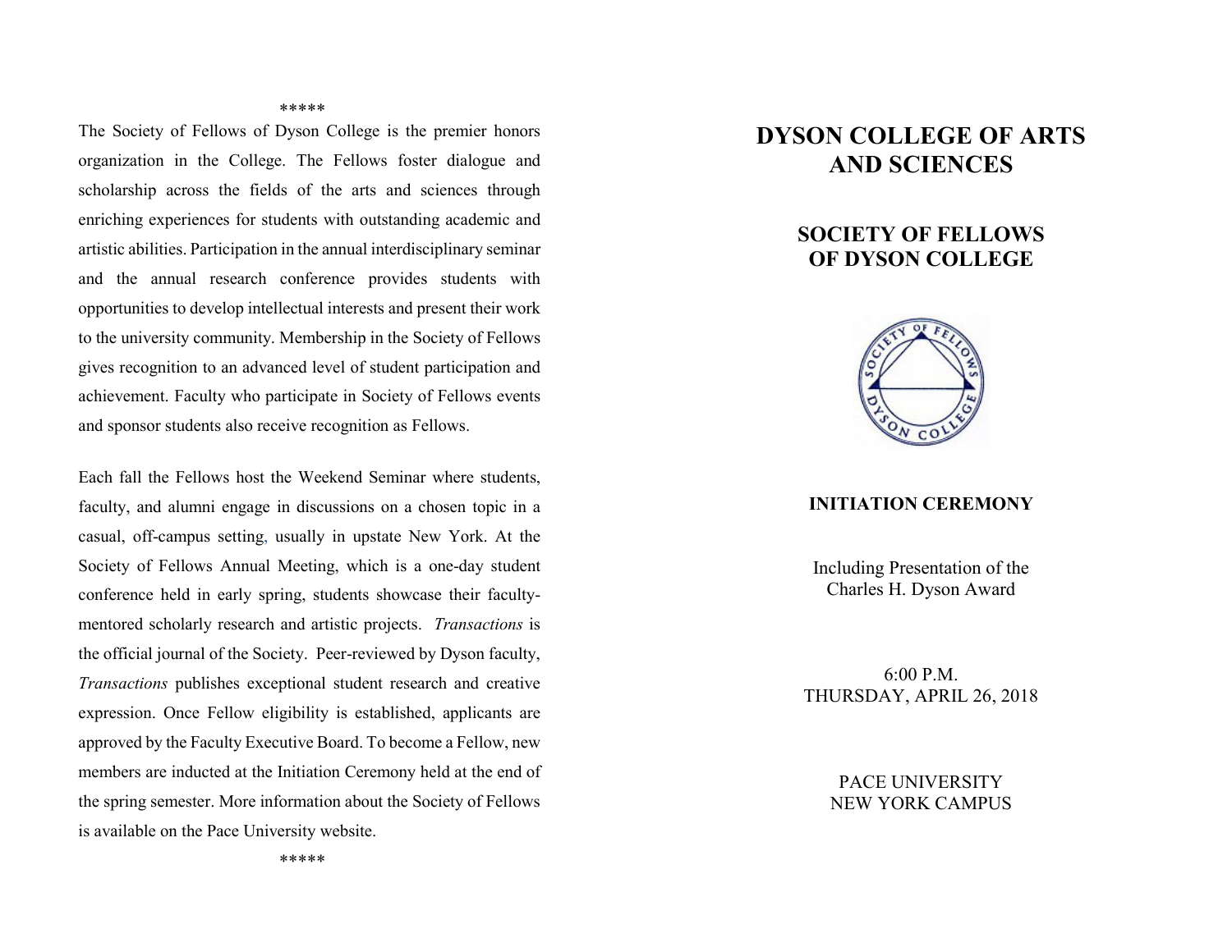\*\*\*\*\*

The Society of Fellows of Dyson College is the premier honors organization in the College. The Fellows foster dialogue and scholarship across the fields of the arts and sciences through enriching experiences for students with outstanding academic and artistic abilities. Participation in the annual interdisciplinary seminar and the annual research conference provides students with opportunities to develop intellectual interests and present their work to the university community. Membership in the Society of Fellows gives recognition to an advanced level of student participation and achievement. Faculty who participate in Society of Fellows events and sponsor students also receive recognition as Fellows.

Each fall the Fellows host the Weekend Seminar where students, faculty, and alumni engage in discussions on a chosen topic in a casual, off-campus setting, usually in upstate New York. At the Society of Fellows Annual Meeting, which is a one-day student conference held in early spring, students showcase their faculty-mentored scholarly research and artistic projects. *Transactions* is the official journal of the Society. Peer-reviewed by Dyson faculty, *Transactions* publishes exceptional student research and creative expression. Once Fellow eligibility is established, applicants are approved by the Faculty Executive Board. To become a Fellow, new members are inducted at the Initiation Ceremony held at the end of the spring semester. More information about the Society of Fellows is available on the Pace University website.

\*\*\*\*\*

# DYSON COLLEGE OF ARTS AND SCIENCES

## SOCIETY OF FELLOWS OF DYSON COLLEGE

### INITIATION CEREMONY

Including Presentation of the
Charles H. Dyson Award

6:00 P.M.
THURSDAY, APRIL 26, 2018

PACE UNIVERSITY
NEW YORK CAMPUS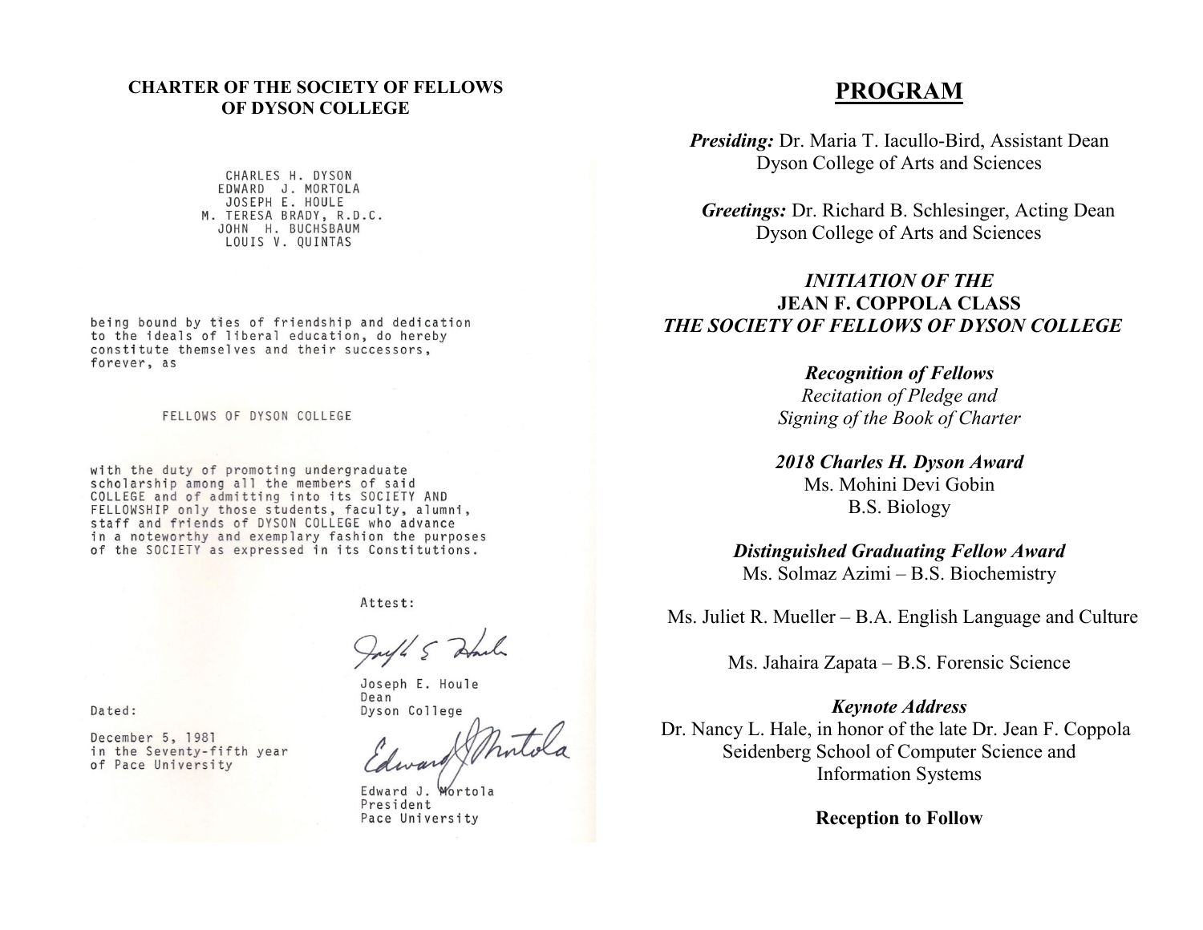## CHARTER OF THE SOCIETY OF FELLOWS OF DYSON COLLEGE

CHARLES H. DYSON
EDWARD J. MORTOLA
JOSEPH E. HOULE
M. TERESA BRADY, R.D.C.
JOHN H. BUCHSBAUM
LOUIS V. QUINTAS

being bound by ties of friendship and dedication to the ideals of liberal education, do hereby constitute themselves and their successors, forever, as

FELLOWS OF DYSON COLLEGE

with the duty of promoting undergraduate scholarship among all the members of said COLLEGE and of admitting into its SOCIETY AND FELLOWSHIP only those students, faculty, alumni, staff and friends of DYSON COLLEGE who advance in a noteworthy and exemplary fashion the purposes of the SOCIETY as expressed in its Constitutions.

Attest:

Joseph E. Houle
Dean
Dyson College

Dated:

December 5, 1981
in the Seventy-fifth year of Pace University

Edward J. Mortola
President
Pace University

## PROGRAM

***Presiding:*** Dr. Maria T. Iacullo-Bird, Assistant Dean
Dyson College of Arts and Sciences

***Greetings:*** Dr. Richard B. Schlesinger, Acting Dean
Dyson College of Arts and Sciences

***INITIATION OF THE***
**JEAN F. COPPOLA CLASS**
***THE SOCIETY OF FELLOWS OF DYSON COLLEGE***

***Recognition of Fellows***
*Recitation of Pledge and*
*Signing of the Book of Charter*

***2018 Charles H. Dyson Award***
Ms. Mohini Devi Gobin
B.S. Biology

***Distinguished Graduating Fellow Award***
Ms. Solmaz Azimi – B.S. Biochemistry

Ms. Juliet R. Mueller – B.A. English Language and Culture

Ms. Jahaira Zapata – B.S. Forensic Science

***Keynote Address***
Dr. Nancy L. Hale, in honor of the late Dr. Jean F. Coppola
Seidenberg School of Computer Science and
Information Systems

**Reception to Follow**